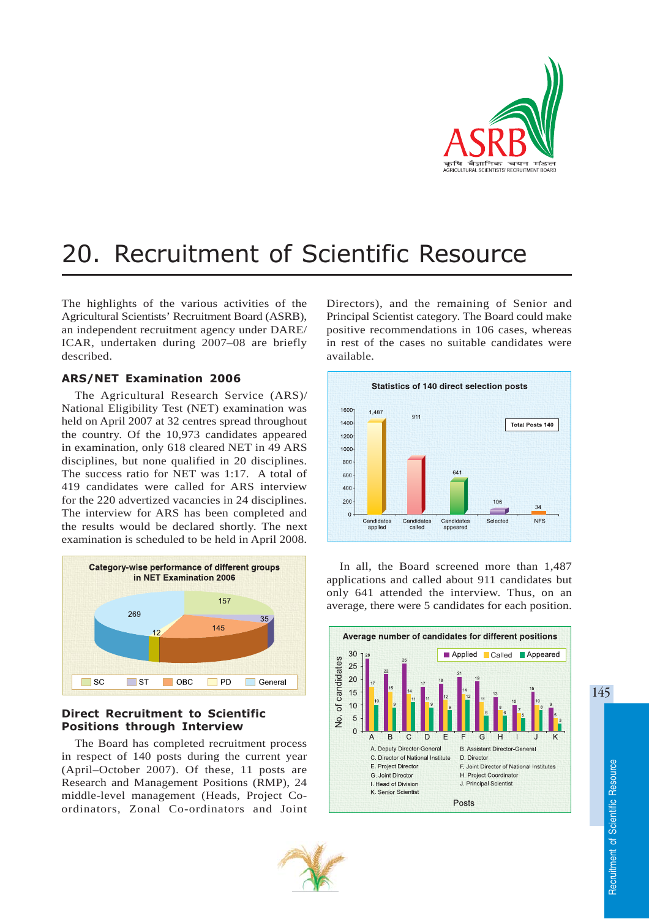# 20. Recruitment of Scientific Resource

The highlights of the various activities of the Agricultural Scientists' Recruitment Board (ASRB), an independent recruitment agency under DARE/ ICAR, undertaken during 2007–08 are briefly described.

### ARS/NET Examination 2006

The Agricultural Research Service (ARS)/ National Eligibility Test (NET) examination was held on April 2007 at 32 centres spread throughout the country. Of the 10,973 candidates appeared in examination, only 618 cleared NET in 49 ARS disciplines, but none qualified in 20 disciplines. The success ratio for NET was 1:17. A total of 419 candidates were called for ARS interview for the 220 advertized vacancies in 24 disciplines. The interview for ARS has been completed and the results would be declared shortly. The next examination is scheduled to be held in April 2008.

**Category-wise performance of different groups in NET Examination 2006**

| Category | Number |
|---|---|
| SC | 157 |
| ST | 35 |
| OBC | 145 |
| PD | 12 |
| General | 269 |

### Direct Recruitment to Scientific Positions through Interview

The Board has completed recruitment process in respect of 140 posts during the current year (April–October 2007). Of these, 11 posts are Research and Management Positions (RMP), 24 middle-level management (Heads, Project Co-ordinators, Zonal Co-ordinators and Joint Directors), and the remaining of Senior and Principal Scientist category. The Board could make positive recommendations in 106 cases, whereas in rest of the cases no suitable candidates were available.

**Statistics of 140 direct selection posts**

Total Posts 140

| Candidates applied | Candidates called | Candidates appeared | Selected | NFS |
|---|---|---|---|---|
| 1,487 | 911 | 641 | 106 | 34 |

In all, the Board screened more than 1,487 applications and called about 911 candidates but only 641 attended the interview. Thus, on an average, there were 5 candidates for each position.

**Average number of candidates for different positions**

| Posts | Applied | Called | Appeared |
|---|---|---|---|
| A | 28 | 17 | 10 |
| B | 22 | 15 | 9 |
| C | 26 | 14 | 11 |
| D | 17 | 11 | 9 |
| E | 18 | 12 | 8 |
| F | 21 | 14 | 12 |
| G | 19 | 11 | 6 |
| H | 13 | 8 | 6 |
| I | 10 | 7 | 5 |
| J | 15 | 10 | 8 |
| K | 9 | 5 | 3 |

A. Deputy Director-General; B. Assistant Director-General; C. Director of National Institute; D. Director; E. Project Director; F. Joint Director of National Institutes; G. Joint Director; H. Project Coordinator; I. Head of Division; J. Principal Scientist; K. Senior Scientist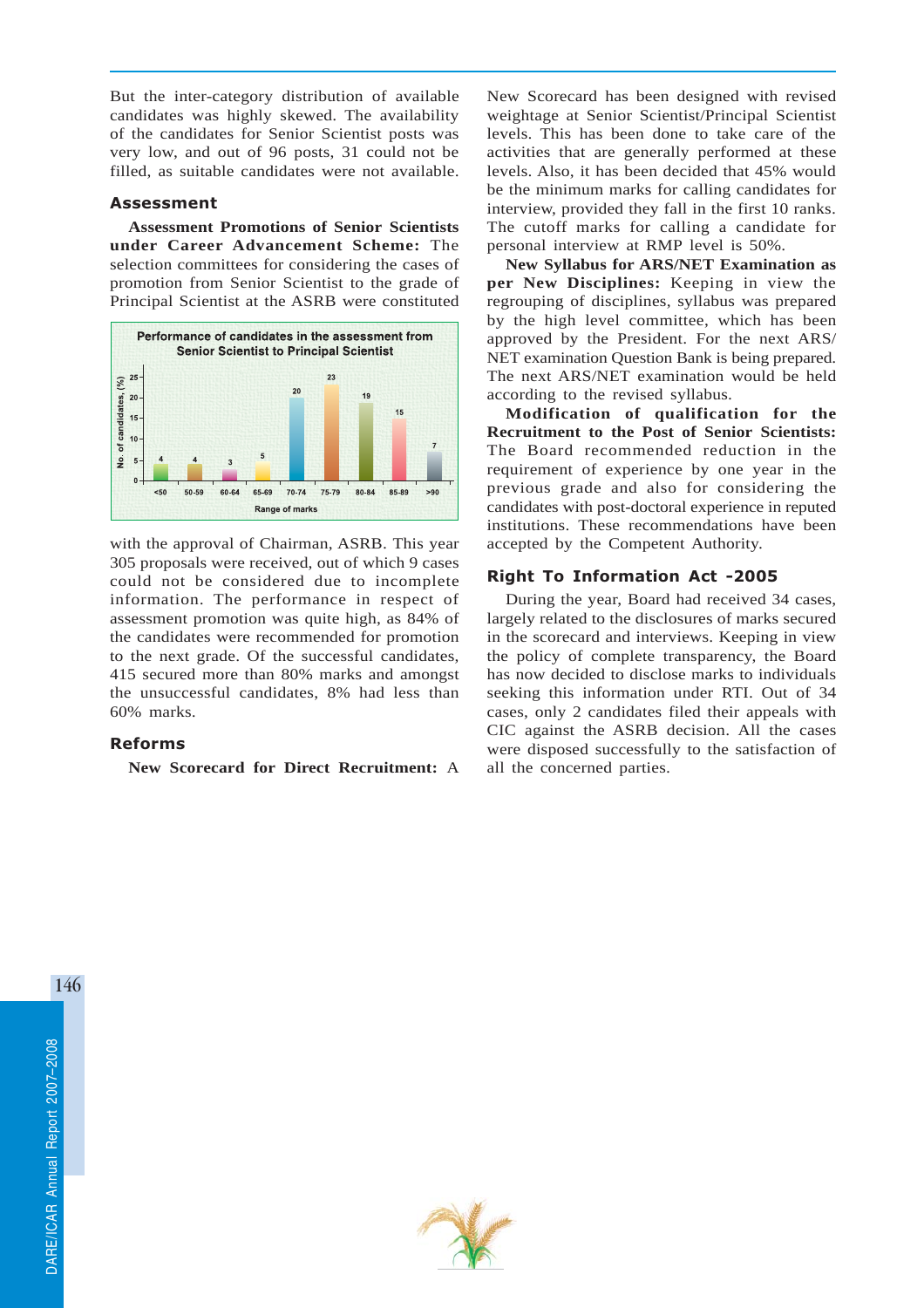But the inter-category distribution of available candidates was highly skewed. The availability of the candidates for Senior Scientist posts was very low, and out of 96 posts, 31 could not be filled, as suitable candidates were not available.

## Assessment

**Assessment Promotions of Senior Scientists under Career Advancement Scheme:** The selection committees for considering the cases of promotion from Senior Scientist to the grade of Principal Scientist at the ASRB were constituted with the approval of Chairman, ASRB. This year 305 proposals were received, out of which 9 cases could not be considered due to incomplete information. The performance in respect of assessment promotion was quite high, as 84% of the candidates were recommended for promotion to the next grade. Of the successful candidates, 415 secured more than 80% marks and amongst the unsuccessful candidates, 8% had less than 60% marks.

Performance of candidates in the assessment from Senior Scientist to Principal Scientist

No. of candidates, (%)

0
5
10
15
20
25

4
4
3
5
20
23
19
15
7

<50
50-59
60-64
65-69
70-74
75-79
80-84
85-89
>90

Range of marks

## Reforms

**New Scorecard for Direct Recruitment:** A New Scorecard has been designed with revised weightage at Senior Scientist/Principal Scientist levels. This has been done to take care of the activities that are generally performed at these levels. Also, it has been decided that 45% would be the minimum marks for calling candidates for interview, provided they fall in the first 10 ranks. The cutoff marks for calling a candidate for personal interview at RMP level is 50%.

**New Syllabus for ARS/NET Examination as per New Disciplines:** Keeping in view the regrouping of disciplines, syllabus was prepared by the high level committee, which has been approved by the President. For the next ARS/NET examination Question Bank is being prepared. The next ARS/NET examination would be held according to the revised syllabus.

**Modification of qualification for the Recruitment to the Post of Senior Scientists:** The Board recommended reduction in the requirement of experience by one year in the previous grade and also for considering the candidates with post-doctoral experience in reputed institutions. These recommendations have been accepted by the Competent Authority.

## Right To Information Act -2005

During the year, Board had received 34 cases, largely related to the disclosures of marks secured in the scorecard and interviews. Keeping in view the policy of complete transparency, the Board has now decided to disclose marks to individuals seeking this information under RTI. Out of 34 cases, only 2 candidates filed their appeals with CIC against the ASRB decision. All the cases were disposed successfully to the satisfaction of all the concerned parties.